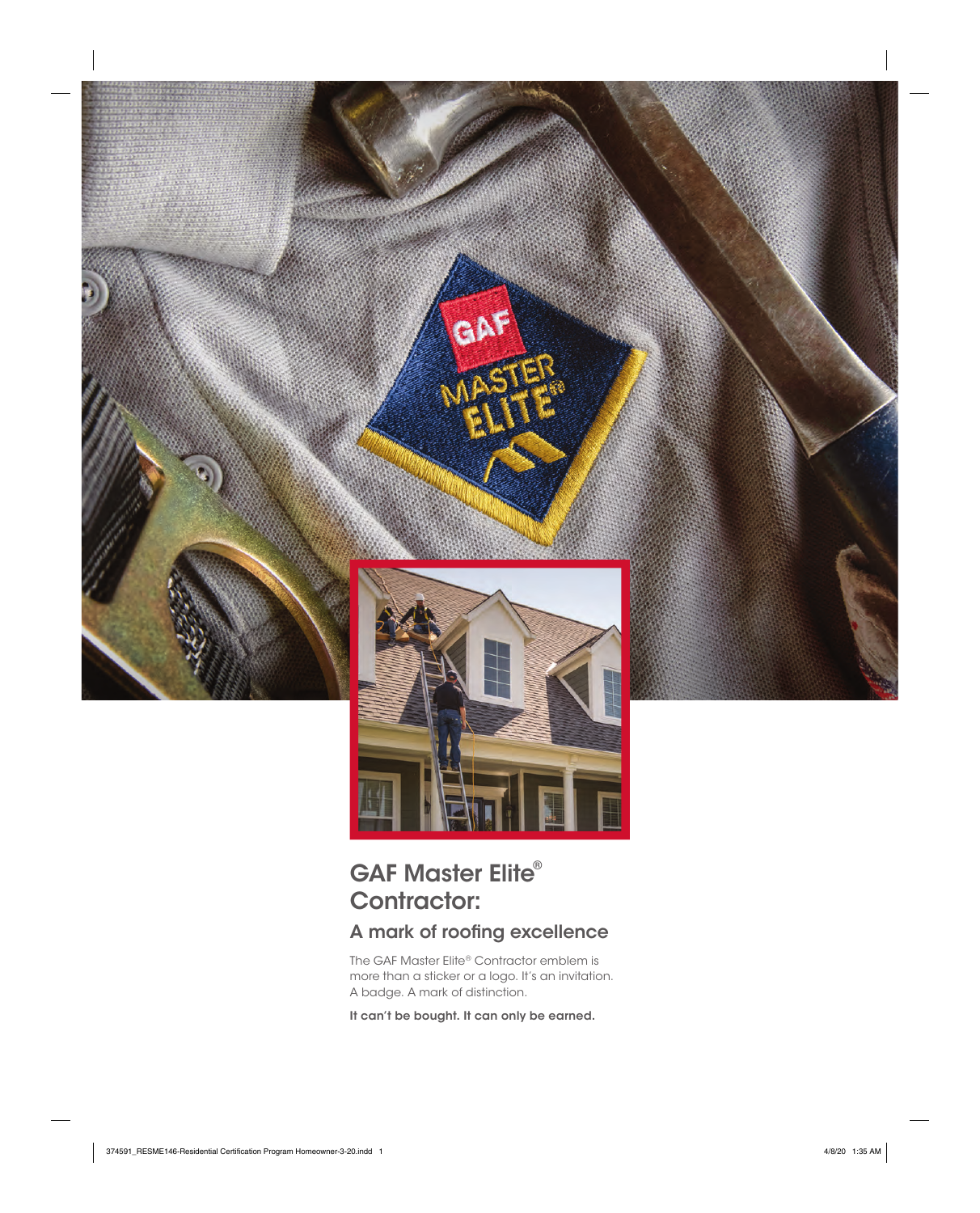# GAF Master Elite® Contractor:

## A mark of roofing excellence

The GAF Master Elite® Contractor emblem is more than a sticker or a logo. It's an invitation. A badge. A mark of distinction.

**It can't be bought. It can only be earned.**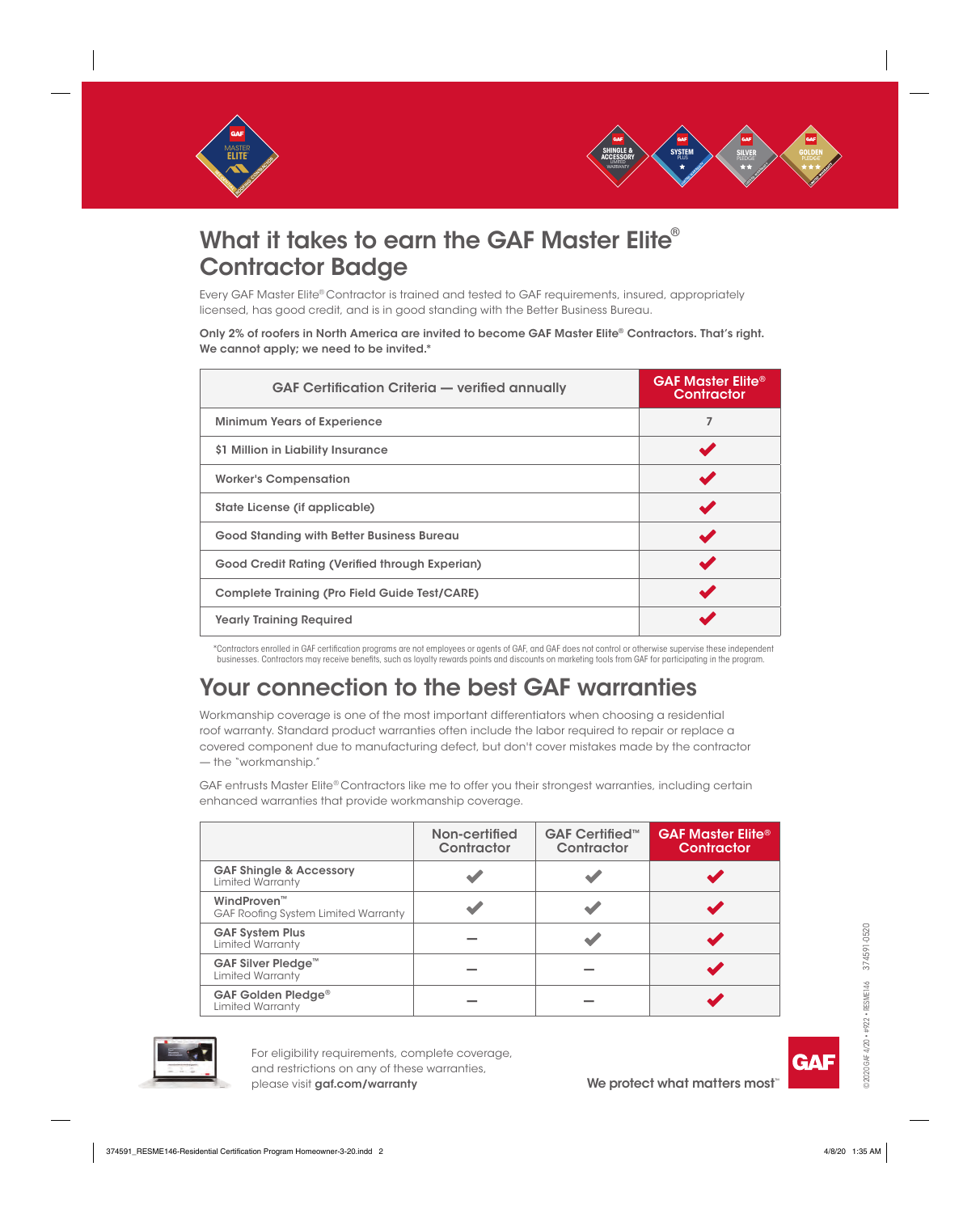# What it takes to earn the GAF Master Elite® Contractor Badge

Every GAF Master Elite® Contractor is trained and tested to GAF requirements, insured, appropriately licensed, has good credit, and is in good standing with the Better Business Bureau.

**Only 2% of roofers in North America are invited to become GAF Master Elite® Contractors. That's right. We cannot apply; we need to be invited.***

| GAF Certification Criteria — verified annually | GAF Master Elite® Contractor |
|---|---|
| Minimum Years of Experience | 7 |
| $1 Million in Liability Insurance | ✔ |
| Worker's Compensation | ✔ |
| State License (if applicable) | ✔ |
| Good Standing with Better Business Bureau | ✔ |
| Good Credit Rating (Verified through Experian) | ✔ |
| Complete Training (Pro Field Guide Test/CARE) | ✔ |
| Yearly Training Required | ✔ |

*Contractors enrolled in GAF certification programs are not employees or agents of GAF, and GAF does not control or otherwise supervise these independent businesses. Contractors may receive benefits, such as loyalty rewards points and discounts on marketing tools from GAF for participating in the program.

# Your connection to the best GAF warranties

Workmanship coverage is one of the most important differentiators when choosing a residential roof warranty. Standard product warranties often include the labor required to repair or replace a covered component due to manufacturing defect, but don't cover mistakes made by the contractor — the "workmanship."

GAF entrusts Master Elite® Contractors like me to offer you their strongest warranties, including certain enhanced warranties that provide workmanship coverage.

| | Non-certified Contractor | GAF Certified™ Contractor | GAF Master Elite® Contractor |
|---|---|---|---|
| **GAF Shingle & Accessory** Limited Warranty | ✔ | ✔ | ✔ |
| **WindProven™** GAF Roofing System Limited Warranty | ✔ | ✔ | ✔ |
| **GAF System Plus** Limited Warranty | – | ✔ | ✔ |
| **GAF Silver Pledge™** Limited Warranty | – | – | ✔ |
| **GAF Golden Pledge®** Limited Warranty | – | – | ✔ |

For eligibility requirements, complete coverage, and restrictions on any of these warranties, please visit **gaf.com/warranty**

We protect what matters most™

©2020 GAF 4/20 • #922 • RESME146 374591-0520